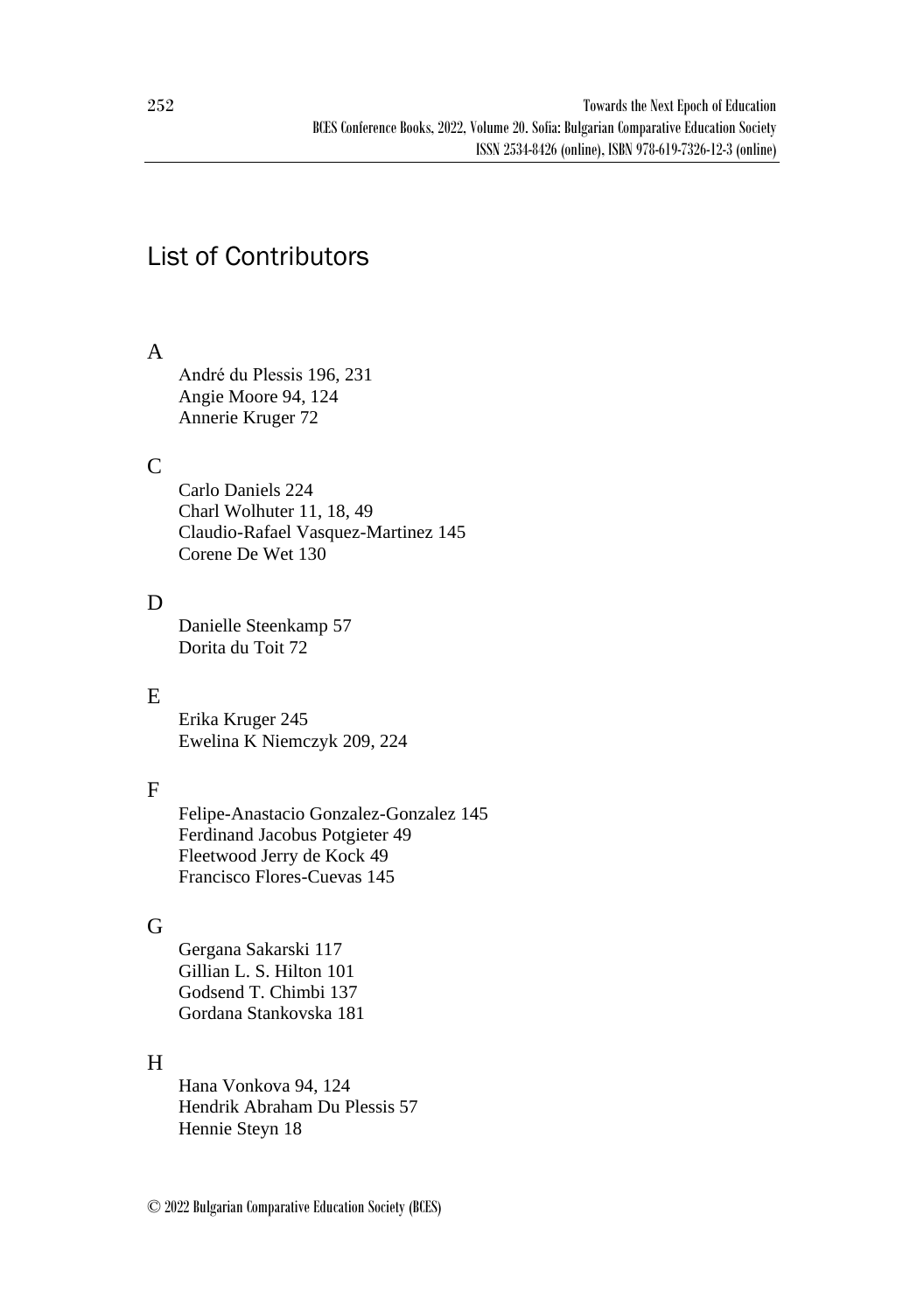# List of Contributors

## A

André du Plessis 196, 231
Angie Moore 94, 124
Annerie Kruger 72

## C

Carlo Daniels 224
Charl Wolhuter 11, 18, 49
Claudio-Rafael Vasquez-Martinez 145
Corene De Wet 130

## D

Danielle Steenkamp 57
Dorita du Toit 72

## E

Erika Kruger 245
Ewelina K Niemczyk 209, 224

## F

Felipe-Anastacio Gonzalez-Gonzalez 145
Ferdinand Jacobus Potgieter 49
Fleetwood Jerry de Kock 49
Francisco Flores-Cuevas 145

## G

Gergana Sakarski 117
Gillian L. S. Hilton 101
Godsend T. Chimbi 137
Gordana Stankovska 181

## H

Hana Vonkova 94, 124
Hendrik Abraham Du Plessis 57
Hennie Steyn 18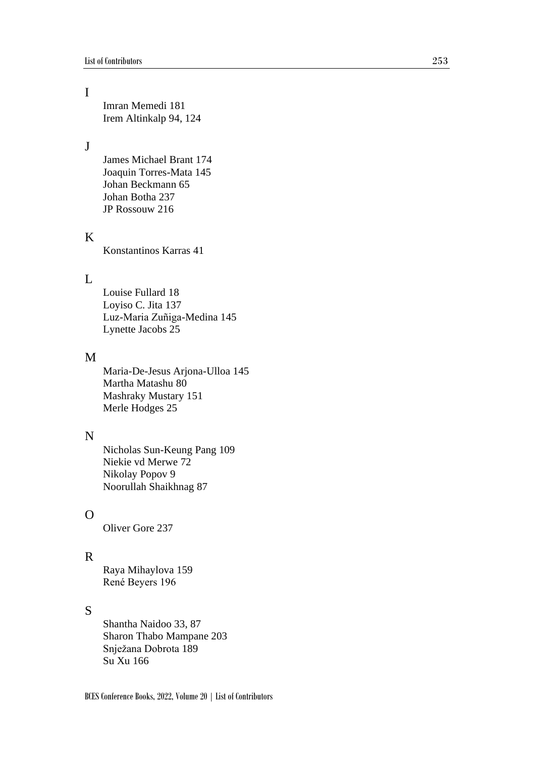## I

Imran Memedi 181
Irem Altinkalp 94, 124

## J

James Michael Brant 174
Joaquin Torres-Mata 145
Johan Beckmann 65
Johan Botha 237
JP Rossouw 216

## K

Konstantinos Karras 41

## L

Louise Fullard 18
Loyiso C. Jita 137
Luz-Maria Zuñiga-Medina 145
Lynette Jacobs 25

## M

Maria-De-Jesus Arjona-Ulloa 145
Martha Matashu 80
Mashraky Mustary 151
Merle Hodges 25

## N

Nicholas Sun-Keung Pang 109
Niekie vd Merwe 72
Nikolay Popov 9
Noorullah Shaikhnag 87

## O

Oliver Gore 237

## R

Raya Mihaylova 159
René Beyers 196

## S

Shantha Naidoo 33, 87
Sharon Thabo Mampane 203
Snježana Dobrota 189
Su Xu 166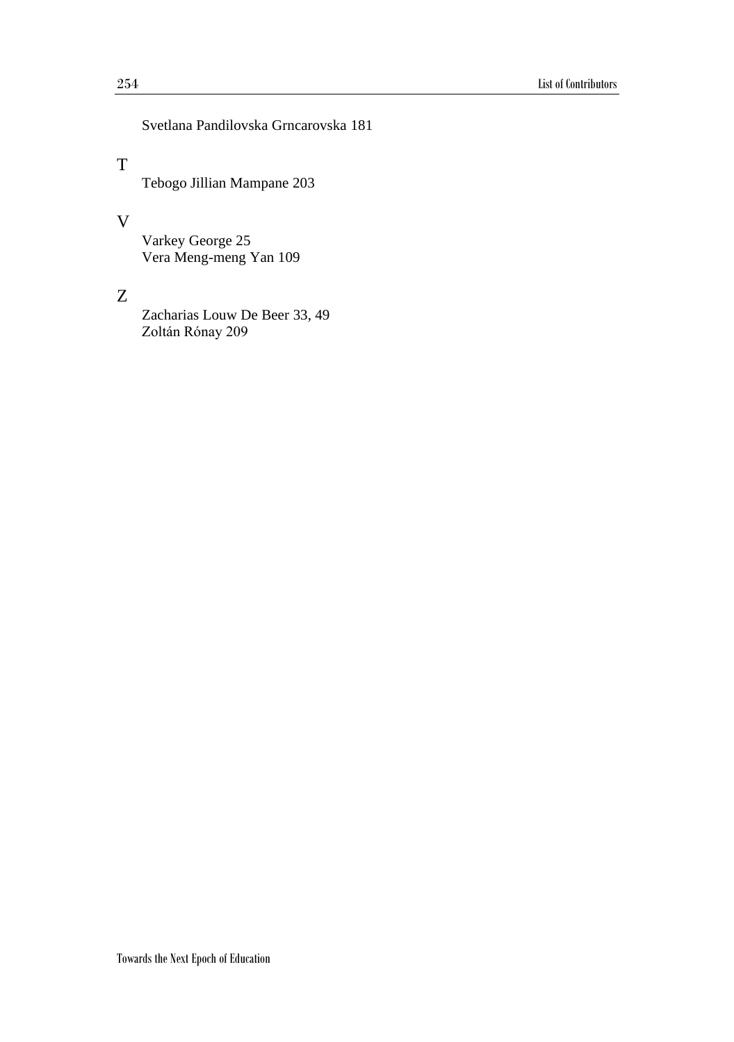Svetlana Pandilovska Grncarovska 181

T

Tebogo Jillian Mampane 203

V

Varkey George 25
Vera Meng-meng Yan 109

Z

Zacharias Louw De Beer 33, 49
Zoltán Rónay 209